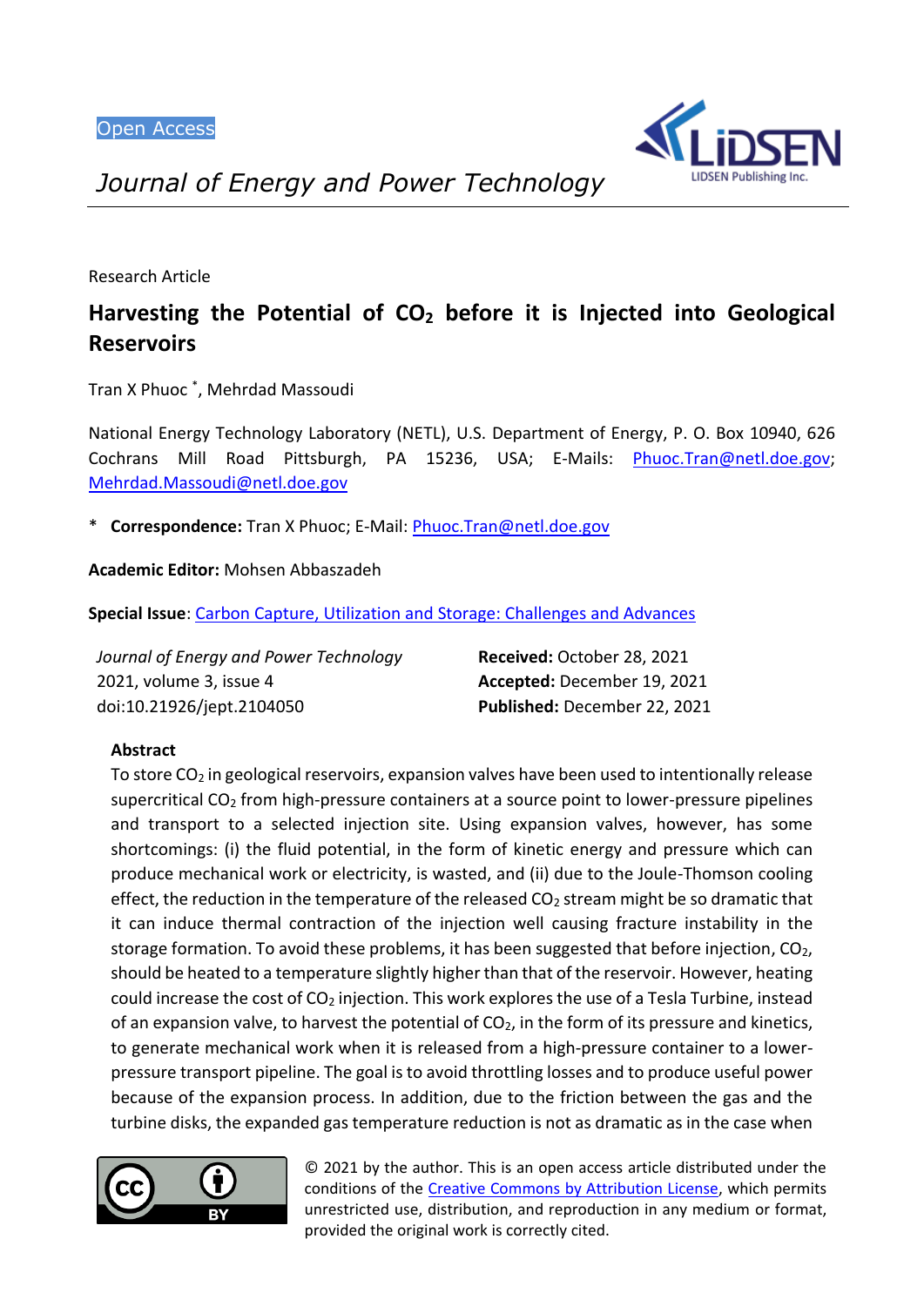Open Access

*Journal of Energy and Power Technology*

Research Article

# Harvesting the Potential of $CO_2$ before it is Injected into Geological Reservoirs

Tran X Phuoc *, Mehrdad Massoudi

National Energy Technology Laboratory (NETL), U.S. Department of Energy, P. O. Box 10940, 626 Cochrans Mill Road Pittsburgh, PA 15236, USA; E-Mails: Phuoc.Tran@netl.doe.gov; Mehrdad.Massoudi@netl.doe.gov

\* **Correspondence:** Tran X Phuoc; E-Mail: Phuoc.Tran@netl.doe.gov

**Academic Editor:** Mohsen Abbaszadeh

**Special Issue**: Carbon Capture, Utilization and Storage: Challenges and Advances

*Journal of Energy and Power Technology*
2021, volume 3, issue 4
doi:10.21926/jept.2104050

**Received:** October 28, 2021
**Accepted:** December 19, 2021
**Published:** December 22, 2021

## Abstract

To store $CO_2$ in geological reservoirs, expansion valves have been used to intentionally release supercritical $CO_2$ from high-pressure containers at a source point to lower-pressure pipelines and transport to a selected injection site. Using expansion valves, however, has some shortcomings: (i) the fluid potential, in the form of kinetic energy and pressure which can produce mechanical work or electricity, is wasted, and (ii) due to the Joule-Thomson cooling effect, the reduction in the temperature of the released $CO_2$ stream might be so dramatic that it can induce thermal contraction of the injection well causing fracture instability in the storage formation. To avoid these problems, it has been suggested that before injection, $CO_2$, should be heated to a temperature slightly higher than that of the reservoir. However, heating could increase the cost of $CO_2$ injection. This work explores the use of a Tesla Turbine, instead of an expansion valve, to harvest the potential of $CO_2$, in the form of its pressure and kinetics, to generate mechanical work when it is released from a high-pressure container to a lower-pressure transport pipeline. The goal is to avoid throttling losses and to produce useful power because of the expansion process. In addition, due to the friction between the gas and the turbine disks, the expanded gas temperature reduction is not as dramatic as in the case when

© 2021 by the author. This is an open access article distributed under the conditions of the Creative Commons by Attribution License, which permits unrestricted use, distribution, and reproduction in any medium or format, provided the original work is correctly cited.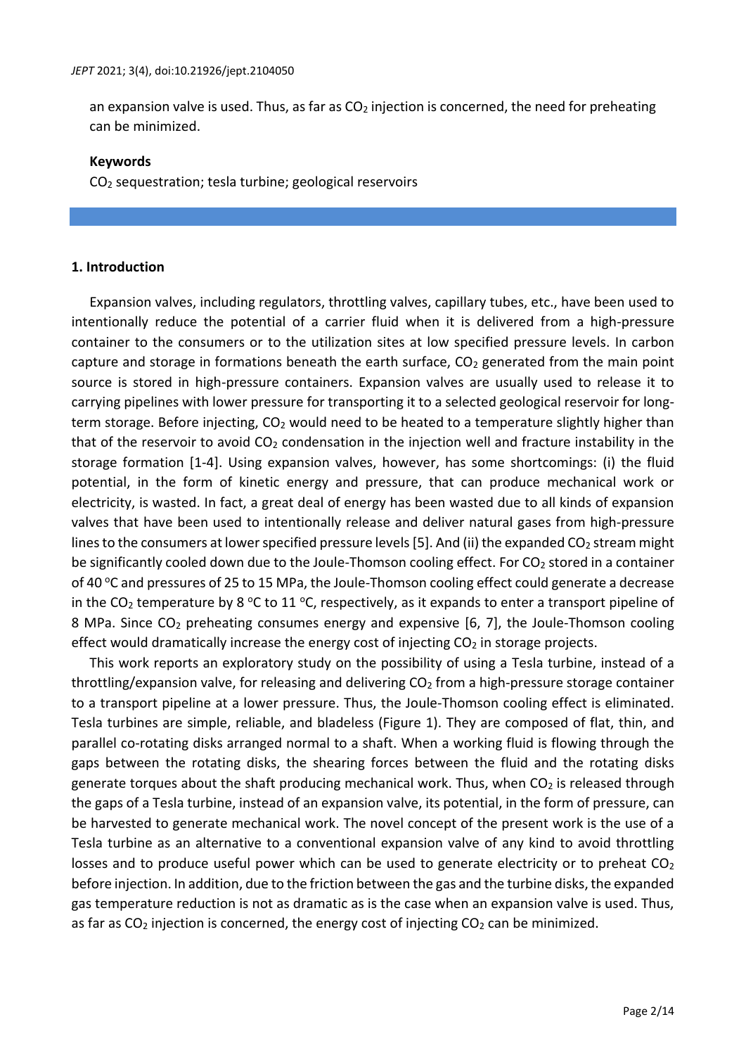an expansion valve is used. Thus, as far as $CO_2$ injection is concerned, the need for preheating can be minimized.

**Keywords**

$CO_2$ sequestration; tesla turbine; geological reservoirs

## 1. Introduction

Expansion valves, including regulators, throttling valves, capillary tubes, etc., have been used to intentionally reduce the potential of a carrier fluid when it is delivered from a high-pressure container to the consumers or to the utilization sites at low specified pressure levels. In carbon capture and storage in formations beneath the earth surface, $CO_2$ generated from the main point source is stored in high-pressure containers. Expansion valves are usually used to release it to carrying pipelines with lower pressure for transporting it to a selected geological reservoir for long-term storage. Before injecting, $CO_2$ would need to be heated to a temperature slightly higher than that of the reservoir to avoid $CO_2$ condensation in the injection well and fracture instability in the storage formation [1-4]. Using expansion valves, however, has some shortcomings: (i) the fluid potential, in the form of kinetic energy and pressure, that can produce mechanical work or electricity, is wasted. In fact, a great deal of energy has been wasted due to all kinds of expansion valves that have been used to intentionally release and deliver natural gases from high-pressure lines to the consumers at lower specified pressure levels [5]. And (ii) the expanded $CO_2$ stream might be significantly cooled down due to the Joule-Thomson cooling effect. For $CO_2$ stored in a container of 40 °C and pressures of 25 to 15 MPa, the Joule-Thomson cooling effect could generate a decrease in the $CO_2$ temperature by 8 °C to 11 °C, respectively, as it expands to enter a transport pipeline of 8 MPa. Since $CO_2$ preheating consumes energy and expensive [6, 7], the Joule-Thomson cooling effect would dramatically increase the energy cost of injecting $CO_2$ in storage projects.

This work reports an exploratory study on the possibility of using a Tesla turbine, instead of a throttling/expansion valve, for releasing and delivering $CO_2$ from a high-pressure storage container to a transport pipeline at a lower pressure. Thus, the Joule-Thomson cooling effect is eliminated. Tesla turbines are simple, reliable, and bladeless (Figure 1). They are composed of flat, thin, and parallel co-rotating disks arranged normal to a shaft. When a working fluid is flowing through the gaps between the rotating disks, the shearing forces between the fluid and the rotating disks generate torques about the shaft producing mechanical work. Thus, when $CO_2$ is released through the gaps of a Tesla turbine, instead of an expansion valve, its potential, in the form of pressure, can be harvested to generate mechanical work. The novel concept of the present work is the use of a Tesla turbine as an alternative to a conventional expansion valve of any kind to avoid throttling losses and to produce useful power which can be used to generate electricity or to preheat $CO_2$ before injection. In addition, due to the friction between the gas and the turbine disks, the expanded gas temperature reduction is not as dramatic as is the case when an expansion valve is used. Thus, as far as $CO_2$ injection is concerned, the energy cost of injecting $CO_2$ can be minimized.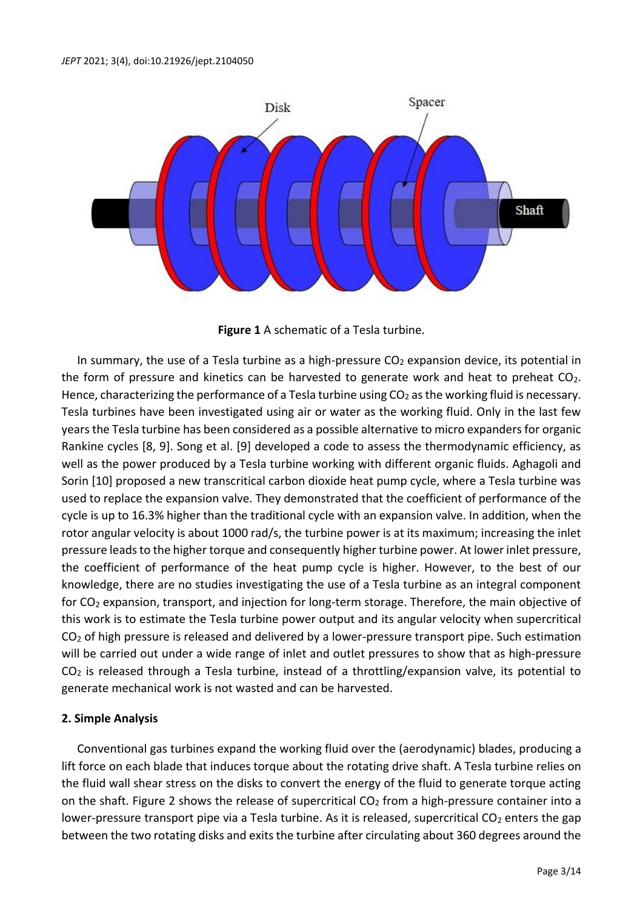**Figure 1** A schematic of a Tesla turbine.

In summary, the use of a Tesla turbine as a high-pressure $CO_2$ expansion device, its potential in the form of pressure and kinetics can be harvested to generate work and heat to preheat $CO_2$. Hence, characterizing the performance of a Tesla turbine using $CO_2$ as the working fluid is necessary. Tesla turbines have been investigated using air or water as the working fluid. Only in the last few years the Tesla turbine has been considered as a possible alternative to micro expanders for organic Rankine cycles [8, 9]. Song et al. [9] developed a code to assess the thermodynamic efficiency, as well as the power produced by a Tesla turbine working with different organic fluids. Aghagoli and Sorin [10] proposed a new transcritical carbon dioxide heat pump cycle, where a Tesla turbine was used to replace the expansion valve. They demonstrated that the coefficient of performance of the cycle is up to 16.3% higher than the traditional cycle with an expansion valve. In addition, when the rotor angular velocity is about 1000 rad/s, the turbine power is at its maximum; increasing the inlet pressure leads to the higher torque and consequently higher turbine power. At lower inlet pressure, the coefficient of performance of the heat pump cycle is higher. However, to the best of our knowledge, there are no studies investigating the use of a Tesla turbine as an integral component for $CO_2$ expansion, transport, and injection for long-term storage. Therefore, the main objective of this work is to estimate the Tesla turbine power output and its angular velocity when supercritical $CO_2$ of high pressure is released and delivered by a lower-pressure transport pipe. Such estimation will be carried out under a wide range of inlet and outlet pressures to show that as high-pressure $CO_2$ is released through a Tesla turbine, instead of a throttling/expansion valve, its potential to generate mechanical work is not wasted and can be harvested.

## 2. Simple Analysis

Conventional gas turbines expand the working fluid over the (aerodynamic) blades, producing a lift force on each blade that induces torque about the rotating drive shaft. A Tesla turbine relies on the fluid wall shear stress on the disks to convert the energy of the fluid to generate torque acting on the shaft. Figure 2 shows the release of supercritical $CO_2$ from a high-pressure container into a lower-pressure transport pipe via a Tesla turbine. As it is released, supercritical $CO_2$ enters the gap between the two rotating disks and exits the turbine after circulating about 360 degrees around the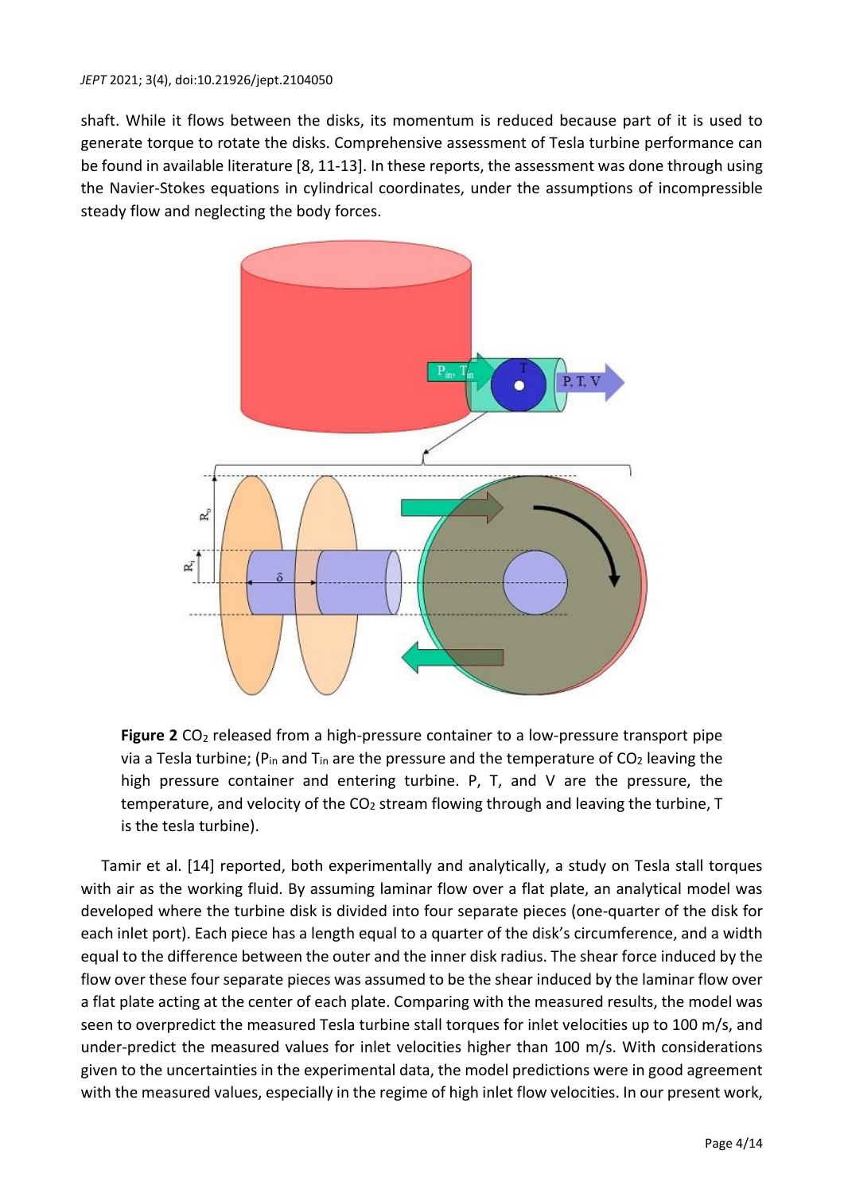shaft. While it flows between the disks, its momentum is reduced because part of it is used to generate torque to rotate the disks. Comprehensive assessment of Tesla turbine performance can be found in available literature [8, 11-13]. In these reports, the assessment was done through using the Navier-Stokes equations in cylindrical coordinates, under the assumptions of incompressible steady flow and neglecting the body forces.

**Figure 2** $CO_2$ released from a high-pressure container to a low-pressure transport pipe via a Tesla turbine; ($P_{in}$ and $T_{in}$ are the pressure and the temperature of $CO_2$ leaving the high pressure container and entering turbine. P, T, and V are the pressure, the temperature, and velocity of the $CO_2$ stream flowing through and leaving the turbine, T is the tesla turbine).

Tamir et al. [14] reported, both experimentally and analytically, a study on Tesla stall torques with air as the working fluid. By assuming laminar flow over a flat plate, an analytical model was developed where the turbine disk is divided into four separate pieces (one-quarter of the disk for each inlet port). Each piece has a length equal to a quarter of the disk's circumference, and a width equal to the difference between the outer and the inner disk radius. The shear force induced by the flow over these four separate pieces was assumed to be the shear induced by the laminar flow over a flat plate acting at the center of each plate. Comparing with the measured results, the model was seen to overpredict the measured Tesla turbine stall torques for inlet velocities up to 100 m/s, and under-predict the measured values for inlet velocities higher than 100 m/s. With considerations given to the uncertainties in the experimental data, the model predictions were in good agreement with the measured values, especially in the regime of high inlet flow velocities. In our present work,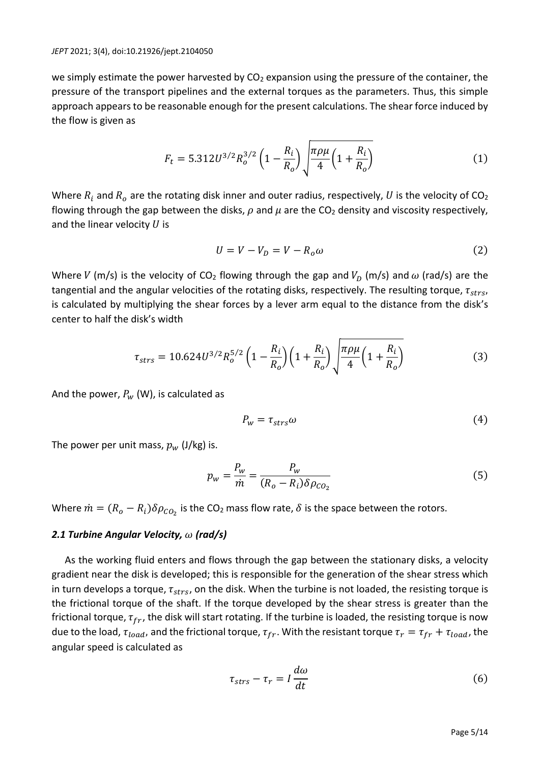we simply estimate the power harvested by $CO_2$ expansion using the pressure of the container, the pressure of the transport pipelines and the external torques as the parameters. Thus, this simple approach appears to be reasonable enough for the present calculations. The shear force induced by the flow is given as

$$F_t = 5.312U^{3/2}R_o^{3/2}\left(1 - \frac{R_i}{R_o}\right)\sqrt{\frac{\pi\rho\mu}{4}\left(1 + \frac{R_i}{R_o}\right)} \tag{1}$$

Where $R_i$ and $R_o$ are the rotating disk inner and outer radius, respectively, $U$ is the velocity of $CO_2$ flowing through the gap between the disks, $\rho$ and $\mu$ are the $CO_2$ density and viscosity respectively, and the linear velocity $U$ is

$$U = V - V_D = V - R_o\omega \tag{2}$$

Where $V$ (m/s) is the velocity of $CO_2$ flowing through the gap and $V_D$ (m/s) and $\omega$ (rad/s) are the tangential and the angular velocities of the rotating disks, respectively. The resulting torque, $\tau_{strs}$, is calculated by multiplying the shear forces by a lever arm equal to the distance from the disk's center to half the disk's width

$$\tau_{strs} = 10.624U^{3/2}R_o^{5/2}\left(1 - \frac{R_i}{R_o}\right)\left(1 + \frac{R_i}{R_o}\right)\sqrt{\frac{\pi\rho\mu}{4}\left(1 + \frac{R_i}{R_o}\right)} \tag{3}$$

And the power, $P_w$ (W), is calculated as

$$P_w = \tau_{strs}\omega \tag{4}$$

The power per unit mass, $p_w$ (J/kg) is.

$$p_w = \frac{P_w}{\dot{m}} = \frac{P_w}{(R_o - R_i)\delta\rho_{CO_2}} \tag{5}$$

Where $\dot{m} = (R_o - R_i)\delta\rho_{CO_2}$ is the $CO_2$ mass flow rate, $\delta$ is the space between the rotors.

### *2.1 Turbine Angular Velocity, $\omega$ (rad/s)*

As the working fluid enters and flows through the gap between the stationary disks, a velocity gradient near the disk is developed; this is responsible for the generation of the shear stress which in turn develops a torque, $\tau_{strs}$, on the disk. When the turbine is not loaded, the resisting torque is the frictional torque of the shaft. If the torque developed by the shear stress is greater than the frictional torque, $\tau_{fr}$, the disk will start rotating. If the turbine is loaded, the resisting torque is now due to the load, $\tau_{load}$, and the frictional torque, $\tau_{fr}$. With the resistant torque $\tau_r = \tau_{fr} + \tau_{load}$, the angular speed is calculated as

$$\tau_{strs} - \tau_r = I\frac{d\omega}{dt} \tag{6}$$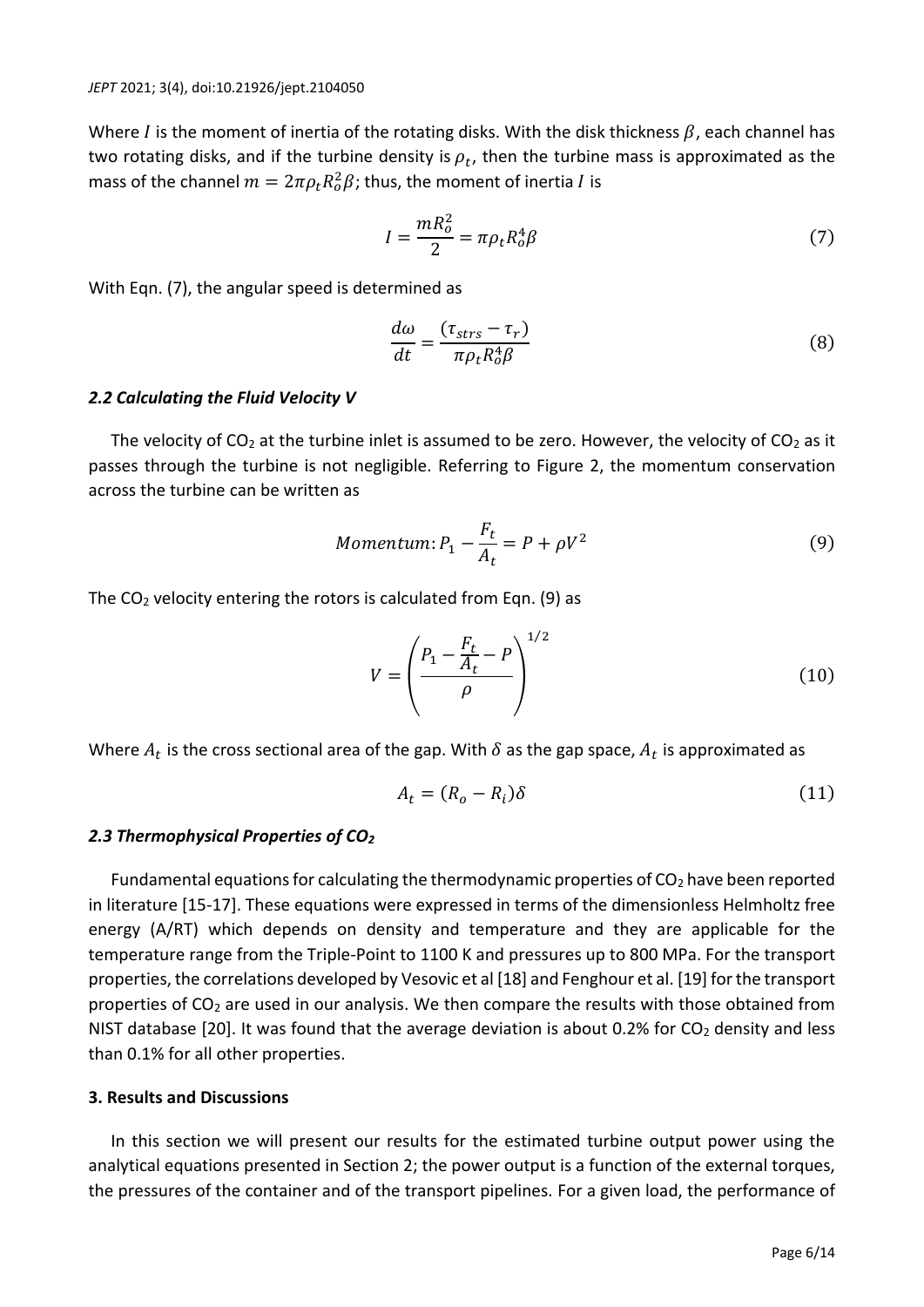Where $I$ is the moment of inertia of the rotating disks. With the disk thickness $\beta$, each channel has two rotating disks, and if the turbine density is $\rho_t$, then the turbine mass is approximated as the mass of the channel $m = 2\pi\rho_t R_o^2\beta$; thus, the moment of inertia $I$ is

$$I = \frac{mR_o^2}{2} = \pi\rho_t R_o^4\beta \tag{7}$$

With Eqn. (7), the angular speed is determined as

$$\frac{d\omega}{dt} = \frac{(\tau_{strs} - \tau_r)}{\pi\rho_t R_o^4\beta} \tag{8}$$

### *2.2 Calculating the Fluid Velocity V*

The velocity of $CO_2$ at the turbine inlet is assumed to be zero. However, the velocity of $CO_2$ as it passes through the turbine is not negligible. Referring to Figure 2, the momentum conservation across the turbine can be written as

$$Momentum: P_1 - \frac{F_t}{A_t} = P + \rho V^2 \tag{9}$$

The $CO_2$ velocity entering the rotors is calculated from Eqn. (9) as

$$V = \left(\frac{P_1 - \frac{F_t}{A_t} - P}{\rho}\right)^{1/2} \tag{10}$$

Where $A_t$ is the cross sectional area of the gap. With $\delta$ as the gap space, $A_t$ is approximated as

$$A_t = (R_o - R_i)\delta \tag{11}$$

### *2.3 Thermophysical Properties of $CO_2$*

Fundamental equations for calculating the thermodynamic properties of $CO_2$ have been reported in literature [15-17]. These equations were expressed in terms of the dimensionless Helmholtz free energy (A/RT) which depends on density and temperature and they are applicable for the temperature range from the Triple-Point to 1100 K and pressures up to 800 MPa. For the transport properties, the correlations developed by Vesovic et al [18] and Fenghour et al. [19] for the transport properties of $CO_2$ are used in our analysis. We then compare the results with those obtained from NIST database [20]. It was found that the average deviation is about 0.2% for $CO_2$ density and less than 0.1% for all other properties.

## 3. Results and Discussions

In this section we will present our results for the estimated turbine output power using the analytical equations presented in Section 2; the power output is a function of the external torques, the pressures of the container and of the transport pipelines. For a given load, the performance of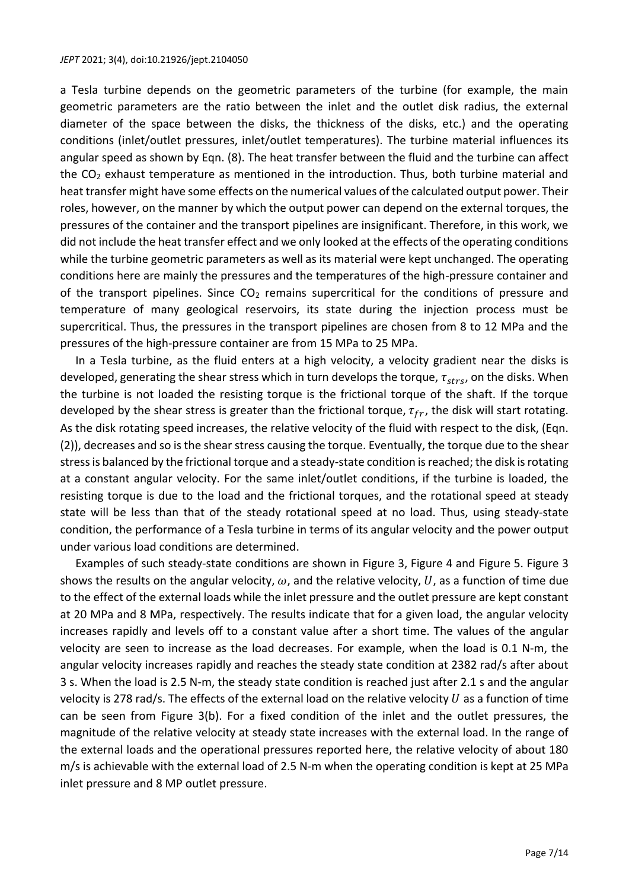a Tesla turbine depends on the geometric parameters of the turbine (for example, the main geometric parameters are the ratio between the inlet and the outlet disk radius, the external diameter of the space between the disks, the thickness of the disks, etc.) and the operating conditions (inlet/outlet pressures, inlet/outlet temperatures). The turbine material influences its angular speed as shown by Eqn. (8). The heat transfer between the fluid and the turbine can affect the $CO_2$ exhaust temperature as mentioned in the introduction. Thus, both turbine material and heat transfer might have some effects on the numerical values of the calculated output power. Their roles, however, on the manner by which the output power can depend on the external torques, the pressures of the container and the transport pipelines are insignificant. Therefore, in this work, we did not include the heat transfer effect and we only looked at the effects of the operating conditions while the turbine geometric parameters as well as its material were kept unchanged. The operating conditions here are mainly the pressures and the temperatures of the high-pressure container and of the transport pipelines. Since $CO_2$ remains supercritical for the conditions of pressure and temperature of many geological reservoirs, its state during the injection process must be supercritical. Thus, the pressures in the transport pipelines are chosen from 8 to 12 MPa and the pressures of the high-pressure container are from 15 MPa to 25 MPa.

In a Tesla turbine, as the fluid enters at a high velocity, a velocity gradient near the disks is developed, generating the shear stress which in turn develops the torque, $\tau_{strs}$, on the disks. When the turbine is not loaded the resisting torque is the frictional torque of the shaft. If the torque developed by the shear stress is greater than the frictional torque, $\tau_{fr}$, the disk will start rotating. As the disk rotating speed increases, the relative velocity of the fluid with respect to the disk, (Eqn. (2)), decreases and so is the shear stress causing the torque. Eventually, the torque due to the shear stress is balanced by the frictional torque and a steady-state condition is reached; the disk is rotating at a constant angular velocity. For the same inlet/outlet conditions, if the turbine is loaded, the resisting torque is due to the load and the frictional torques, and the rotational speed at steady state will be less than that of the steady rotational speed at no load. Thus, using steady-state condition, the performance of a Tesla turbine in terms of its angular velocity and the power output under various load conditions are determined.

Examples of such steady-state conditions are shown in Figure 3, Figure 4 and Figure 5. Figure 3 shows the results on the angular velocity, $\omega$, and the relative velocity, $U$, as a function of time due to the effect of the external loads while the inlet pressure and the outlet pressure are kept constant at 20 MPa and 8 MPa, respectively. The results indicate that for a given load, the angular velocity increases rapidly and levels off to a constant value after a short time. The values of the angular velocity are seen to increase as the load decreases. For example, when the load is 0.1 N-m, the angular velocity increases rapidly and reaches the steady state condition at 2382 rad/s after about 3 s. When the load is 2.5 N-m, the steady state condition is reached just after 2.1 s and the angular velocity is 278 rad/s. The effects of the external load on the relative velocity $U$ as a function of time can be seen from Figure 3(b). For a fixed condition of the inlet and the outlet pressures, the magnitude of the relative velocity at steady state increases with the external load. In the range of the external loads and the operational pressures reported here, the relative velocity of about 180 m/s is achievable with the external load of 2.5 N-m when the operating condition is kept at 25 MPa inlet pressure and 8 MP outlet pressure.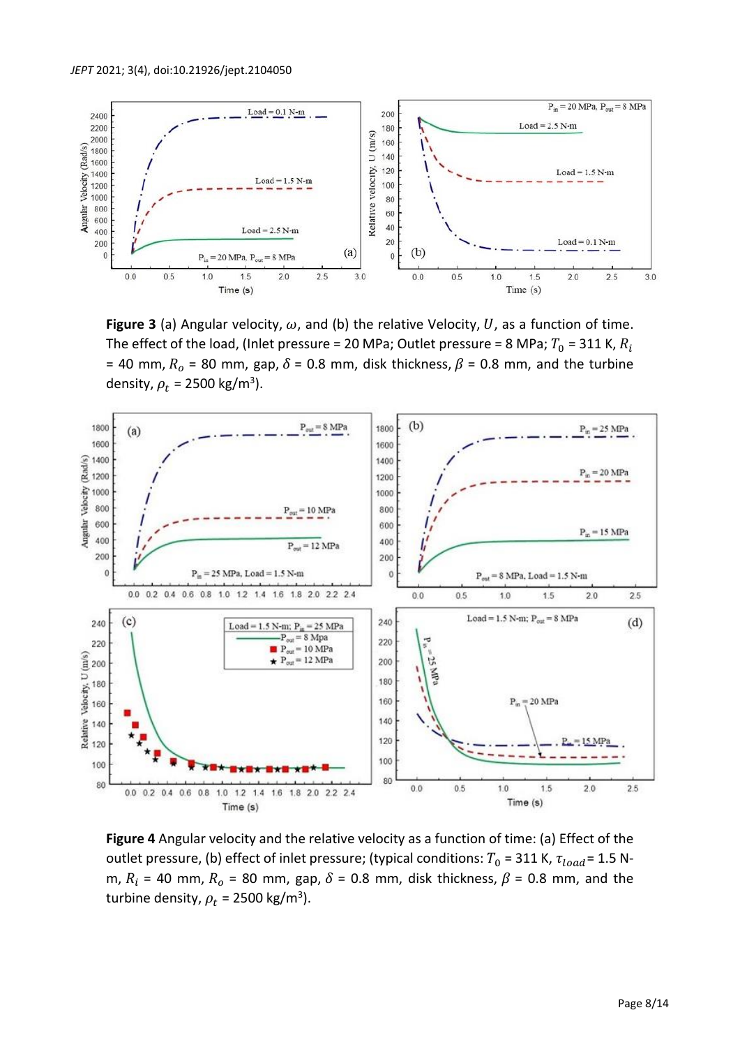**Figure 3** (a) Angular velocity, $\omega$, and (b) the relative Velocity, $U$, as a function of time. The effect of the load, (Inlet pressure = 20 MPa; Outlet pressure = 8 MPa; $T_0$ = 311 K, $R_i$ = 40 mm, $R_o$ = 80 mm, gap, $\delta$ = 0.8 mm, disk thickness, $\beta$ = 0.8 mm, and the turbine density, $\rho_t$ = 2500 kg/m$^3$).

**Figure 4** Angular velocity and the relative velocity as a function of time: (a) Effect of the outlet pressure, (b) effect of inlet pressure; (typical conditions: $T_0$ = 311 K, $\tau_{load}$ = 1.5 N-m, $R_i$ = 40 mm, $R_o$ = 80 mm, gap, $\delta$ = 0.8 mm, disk thickness, $\beta$ = 0.8 mm, and the turbine density, $\rho_t$ = 2500 kg/m$^3$).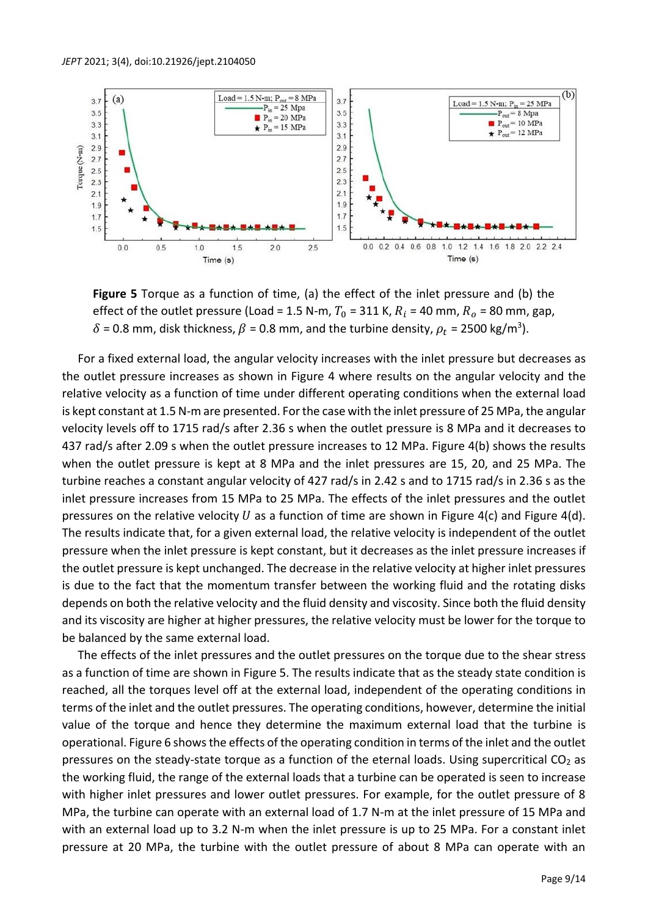**Figure 5** Torque as a function of time, (a) the effect of the inlet pressure and (b) the effect of the outlet pressure (Load = 1.5 N-m, $T_0$ = 311 K, $R_i$ = 40 mm, $R_o$ = 80 mm, gap, $\delta$ = 0.8 mm, disk thickness, $\beta$ = 0.8 mm, and the turbine density, $\rho_t$ = 2500 kg/m$^3$).

For a fixed external load, the angular velocity increases with the inlet pressure but decreases as the outlet pressure increases as shown in Figure 4 where results on the angular velocity and the relative velocity as a function of time under different operating conditions when the external load is kept constant at 1.5 N-m are presented. For the case with the inlet pressure of 25 MPa, the angular velocity levels off to 1715 rad/s after 2.36 s when the outlet pressure is 8 MPa and it decreases to 437 rad/s after 2.09 s when the outlet pressure increases to 12 MPa. Figure 4(b) shows the results when the outlet pressure is kept at 8 MPa and the inlet pressures are 15, 20, and 25 MPa. The turbine reaches a constant angular velocity of 427 rad/s in 2.42 s and to 1715 rad/s in 2.36 s as the inlet pressure increases from 15 MPa to 25 MPa. The effects of the inlet pressures and the outlet pressures on the relative velocity $U$ as a function of time are shown in Figure 4(c) and Figure 4(d). The results indicate that, for a given external load, the relative velocity is independent of the outlet pressure when the inlet pressure is kept constant, but it decreases as the inlet pressure increases if the outlet pressure is kept unchanged. The decrease in the relative velocity at higher inlet pressures is due to the fact that the momentum transfer between the working fluid and the rotating disks depends on both the relative velocity and the fluid density and viscosity. Since both the fluid density and its viscosity are higher at higher pressures, the relative velocity must be lower for the torque to be balanced by the same external load.

The effects of the inlet pressures and the outlet pressures on the torque due to the shear stress as a function of time are shown in Figure 5. The results indicate that as the steady state condition is reached, all the torques level off at the external load, independent of the operating conditions in terms of the inlet and the outlet pressures. The operating conditions, however, determine the initial value of the torque and hence they determine the maximum external load that the turbine is operational. Figure 6 shows the effects of the operating condition in terms of the inlet and the outlet pressures on the steady-state torque as a function of the eternal loads. Using supercritical $CO_2$ as the working fluid, the range of the external loads that a turbine can be operated is seen to increase with higher inlet pressures and lower outlet pressures. For example, for the outlet pressure of 8 MPa, the turbine can operate with an external load of 1.7 N-m at the inlet pressure of 15 MPa and with an external load up to 3.2 N-m when the inlet pressure is up to 25 MPa. For a constant inlet pressure at 20 MPa, the turbine with the outlet pressure of about 8 MPa can operate with an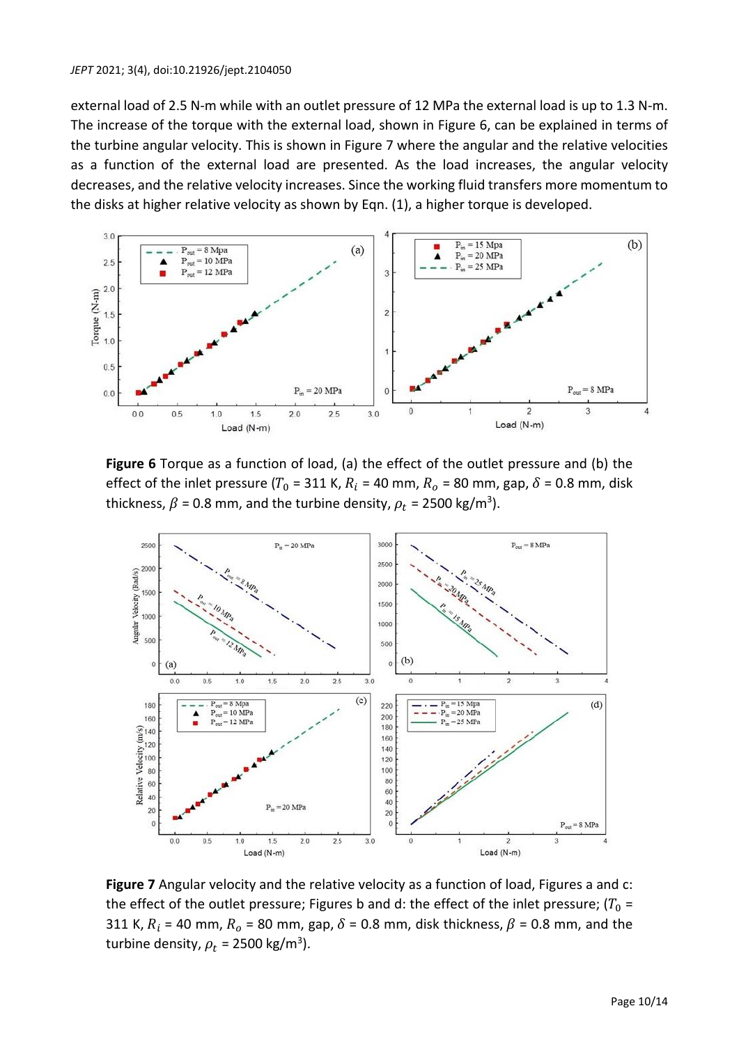external load of 2.5 N-m while with an outlet pressure of 12 MPa the external load is up to 1.3 N-m. The increase of the torque with the external load, shown in Figure 6, can be explained in terms of the turbine angular velocity. This is shown in Figure 7 where the angular and the relative velocities as a function of the external load are presented. As the load increases, the angular velocity decreases, and the relative velocity increases. Since the working fluid transfers more momentum to the disks at higher relative velocity as shown by Eqn. (1), a higher torque is developed.

**Figure 6** Torque as a function of load, (a) the effect of the outlet pressure and (b) the effect of the inlet pressure ($T_0$ = 311 K, $R_i$ = 40 mm, $R_o$ = 80 mm, gap, $\delta$ = 0.8 mm, disk thickness, $\beta$ = 0.8 mm, and the turbine density, $\rho_t$ = 2500 kg/m$^3$).

**Figure 7** Angular velocity and the relative velocity as a function of load, Figures a and c: the effect of the outlet pressure; Figures b and d: the effect of the inlet pressure; ($T_0$ = 311 K, $R_i$ = 40 mm, $R_o$ = 80 mm, gap, $\delta$ = 0.8 mm, disk thickness, $\beta$ = 0.8 mm, and the turbine density, $\rho_t$ = 2500 kg/m$^3$).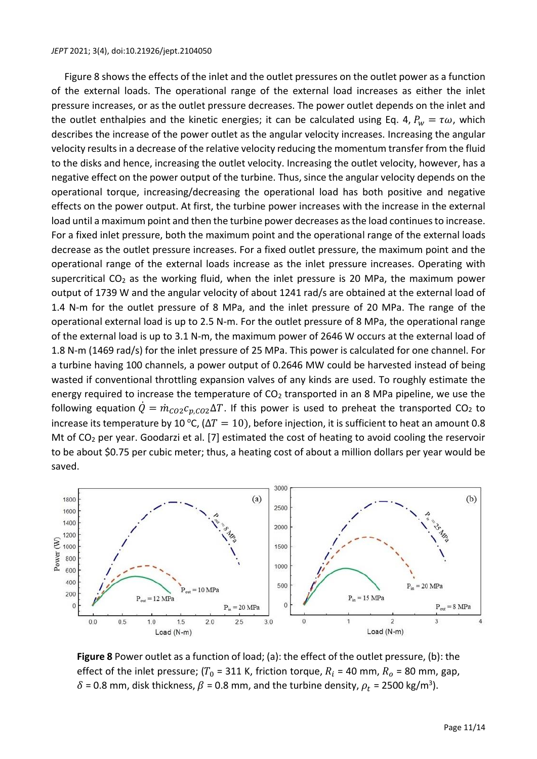Figure 8 shows the effects of the inlet and the outlet pressures on the outlet power as a function of the external loads. The operational range of the external load increases as either the inlet pressure increases, or as the outlet pressure decreases. The power outlet depends on the inlet and the outlet enthalpies and the kinetic energies; it can be calculated using Eq. 4, $P_w = \tau\omega$, which describes the increase of the power outlet as the angular velocity increases. Increasing the angular velocity results in a decrease of the relative velocity reducing the momentum transfer from the fluid to the disks and hence, increasing the outlet velocity. Increasing the outlet velocity, however, has a negative effect on the power output of the turbine. Thus, since the angular velocity depends on the operational torque, increasing/decreasing the operational load has both positive and negative effects on the power output. At first, the turbine power increases with the increase in the external load until a maximum point and then the turbine power decreases as the load continues to increase. For a fixed inlet pressure, both the maximum point and the operational range of the external loads decrease as the outlet pressure increases. For a fixed outlet pressure, the maximum point and the operational range of the external loads increase as the inlet pressure increases. Operating with supercritical $CO_2$ as the working fluid, when the inlet pressure is 20 MPa, the maximum power output of 1739 W and the angular velocity of about 1241 rad/s are obtained at the external load of 1.4 N-m for the outlet pressure of 8 MPa, and the inlet pressure of 20 MPa. The range of the operational external load is up to 2.5 N-m. For the outlet pressure of 8 MPa, the operational range of the external load is up to 3.1 N-m, the maximum power of 2646 W occurs at the external load of 1.8 N-m (1469 rad/s) for the inlet pressure of 25 MPa. This power is calculated for one channel. For a turbine having 100 channels, a power output of 0.2646 MW could be harvested instead of being wasted if conventional throttling expansion valves of any kinds are used. To roughly estimate the energy required to increase the temperature of $CO_2$ transported in an 8 MPa pipeline, we use the following equation $\dot{Q} = \dot{m}_{CO2} c_{p,CO2} \Delta T$. If this power is used to preheat the transported $CO_2$ to increase its temperature by 10 °C, ($\Delta T = 10$), before injection, it is sufficient to heat an amount 0.8 Mt of $CO_2$ per year. Goodarzi et al. [7] estimated the cost of heating to avoid cooling the reservoir to be about \$0.75 per cubic meter; thus, a heating cost of about a million dollars per year would be saved.

**Figure 8** Power outlet as a function of load; (a): the effect of the outlet pressure, (b): the effect of the inlet pressure; ($T_0$ = 311 K, friction torque, $R_i$ = 40 mm, $R_o$ = 80 mm, gap, $\delta$ = 0.8 mm, disk thickness, $\beta$ = 0.8 mm, and the turbine density, $\rho_t$ = 2500 kg/m$^3$).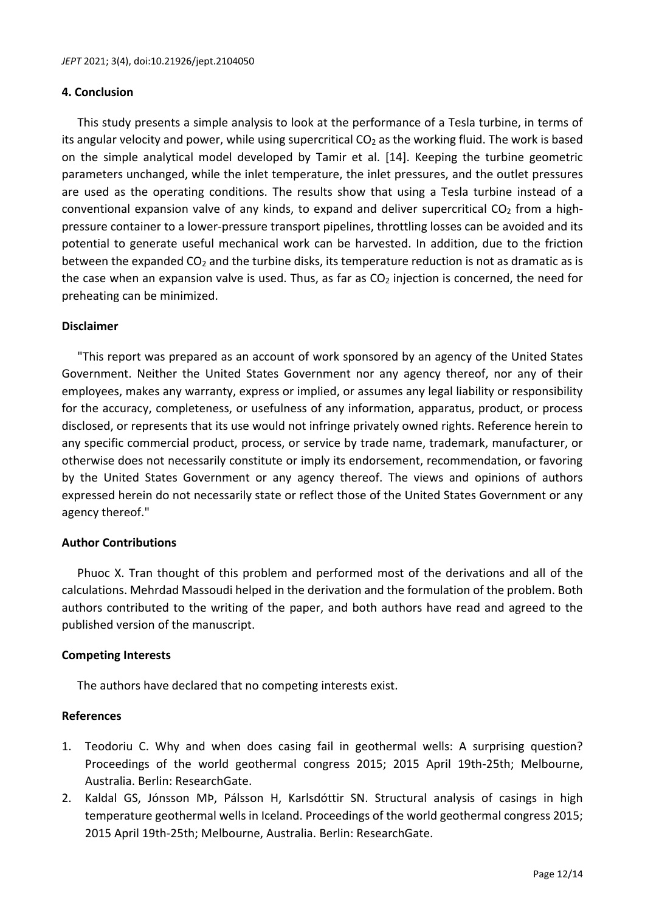## 4. Conclusion

This study presents a simple analysis to look at the performance of a Tesla turbine, in terms of its angular velocity and power, while using supercritical $CO_2$ as the working fluid. The work is based on the simple analytical model developed by Tamir et al. [14]. Keeping the turbine geometric parameters unchanged, while the inlet temperature, the inlet pressures, and the outlet pressures are used as the operating conditions. The results show that using a Tesla turbine instead of a conventional expansion valve of any kinds, to expand and deliver supercritical $CO_2$ from a high-pressure container to a lower-pressure transport pipelines, throttling losses can be avoided and its potential to generate useful mechanical work can be harvested. In addition, due to the friction between the expanded $CO_2$ and the turbine disks, its temperature reduction is not as dramatic as is the case when an expansion valve is used. Thus, as far as $CO_2$ injection is concerned, the need for preheating can be minimized.

### Disclaimer

"This report was prepared as an account of work sponsored by an agency of the United States Government. Neither the United States Government nor any agency thereof, nor any of their employees, makes any warranty, express or implied, or assumes any legal liability or responsibility for the accuracy, completeness, or usefulness of any information, apparatus, product, or process disclosed, or represents that its use would not infringe privately owned rights. Reference herein to any specific commercial product, process, or service by trade name, trademark, manufacturer, or otherwise does not necessarily constitute or imply its endorsement, recommendation, or favoring by the United States Government or any agency thereof. The views and opinions of authors expressed herein do not necessarily state or reflect those of the United States Government or any agency thereof."

### Author Contributions

Phuoc X. Tran thought of this problem and performed most of the derivations and all of the calculations. Mehrdad Massoudi helped in the derivation and the formulation of the problem. Both authors contributed to the writing of the paper, and both authors have read and agreed to the published version of the manuscript.

### Competing Interests

The authors have declared that no competing interests exist.

### References

1. Teodoriu C. Why and when does casing fail in geothermal wells: A surprising question? Proceedings of the world geothermal congress 2015; 2015 April 19th-25th; Melbourne, Australia. Berlin: ResearchGate.
2. Kaldal GS, Jónsson MÞ, Pálsson H, Karlsdóttir SN. Structural analysis of casings in high temperature geothermal wells in Iceland. Proceedings of the world geothermal congress 2015; 2015 April 19th-25th; Melbourne, Australia. Berlin: ResearchGate.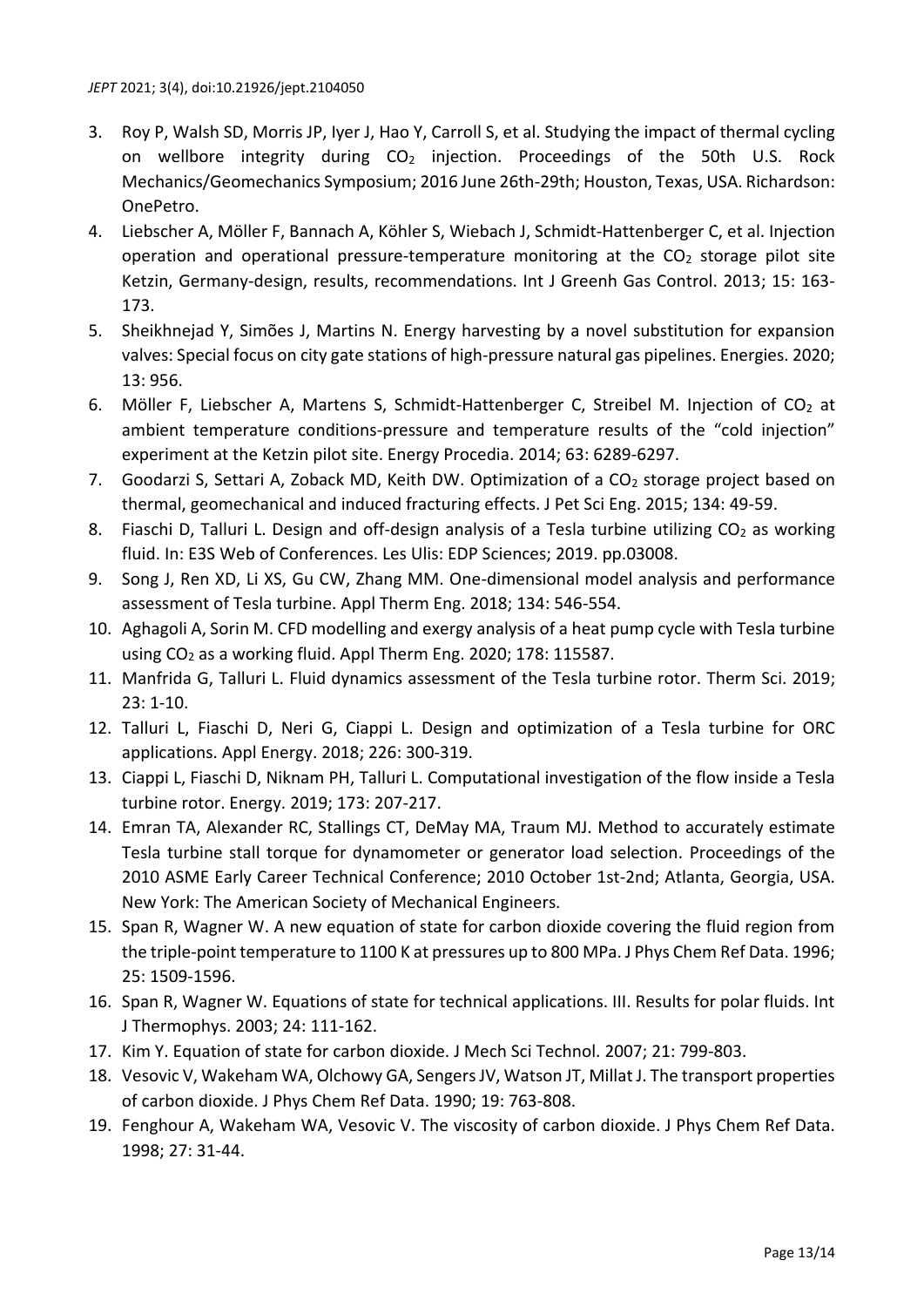3. Roy P, Walsh SD, Morris JP, Iyer J, Hao Y, Carroll S, et al. Studying the impact of thermal cycling on wellbore integrity during $CO_2$ injection. Proceedings of the 50th U.S. Rock Mechanics/Geomechanics Symposium; 2016 June 26th-29th; Houston, Texas, USA. Richardson: OnePetro.
4. Liebscher A, Möller F, Bannach A, Köhler S, Wiebach J, Schmidt-Hattenberger C, et al. Injection operation and operational pressure-temperature monitoring at the $CO_2$ storage pilot site Ketzin, Germany-design, results, recommendations. Int J Greenh Gas Control. 2013; 15: 163-173.
5. Sheikhnejad Y, Simões J, Martins N. Energy harvesting by a novel substitution for expansion valves: Special focus on city gate stations of high-pressure natural gas pipelines. Energies. 2020; 13: 956.
6. Möller F, Liebscher A, Martens S, Schmidt-Hattenberger C, Streibel M. Injection of $CO_2$ at ambient temperature conditions-pressure and temperature results of the "cold injection" experiment at the Ketzin pilot site. Energy Procedia. 2014; 63: 6289-6297.
7. Goodarzi S, Settari A, Zoback MD, Keith DW. Optimization of a $CO_2$ storage project based on thermal, geomechanical and induced fracturing effects. J Pet Sci Eng. 2015; 134: 49-59.
8. Fiaschi D, Talluri L. Design and off-design analysis of a Tesla turbine utilizing $CO_2$ as working fluid. In: E3S Web of Conferences. Les Ulis: EDP Sciences; 2019. pp.03008.
9. Song J, Ren XD, Li XS, Gu CW, Zhang MM. One-dimensional model analysis and performance assessment of Tesla turbine. Appl Therm Eng. 2018; 134: 546-554.
10. Aghagoli A, Sorin M. CFD modelling and exergy analysis of a heat pump cycle with Tesla turbine using $CO_2$ as a working fluid. Appl Therm Eng. 2020; 178: 115587.
11. Manfrida G, Talluri L. Fluid dynamics assessment of the Tesla turbine rotor. Therm Sci. 2019; 23: 1-10.
12. Talluri L, Fiaschi D, Neri G, Ciappi L. Design and optimization of a Tesla turbine for ORC applications. Appl Energy. 2018; 226: 300-319.
13. Ciappi L, Fiaschi D, Niknam PH, Talluri L. Computational investigation of the flow inside a Tesla turbine rotor. Energy. 2019; 173: 207-217.
14. Emran TA, Alexander RC, Stallings CT, DeMay MA, Traum MJ. Method to accurately estimate Tesla turbine stall torque for dynamometer or generator load selection. Proceedings of the 2010 ASME Early Career Technical Conference; 2010 October 1st-2nd; Atlanta, Georgia, USA. New York: The American Society of Mechanical Engineers.
15. Span R, Wagner W. A new equation of state for carbon dioxide covering the fluid region from the triple-point temperature to 1100 K at pressures up to 800 MPa. J Phys Chem Ref Data. 1996; 25: 1509-1596.
16. Span R, Wagner W. Equations of state for technical applications. III. Results for polar fluids. Int J Thermophys. 2003; 24: 111-162.
17. Kim Y. Equation of state for carbon dioxide. J Mech Sci Technol. 2007; 21: 799-803.
18. Vesovic V, Wakeham WA, Olchowy GA, Sengers JV, Watson JT, Millat J. The transport properties of carbon dioxide. J Phys Chem Ref Data. 1990; 19: 763-808.
19. Fenghour A, Wakeham WA, Vesovic V. The viscosity of carbon dioxide. J Phys Chem Ref Data. 1998; 27: 31-44.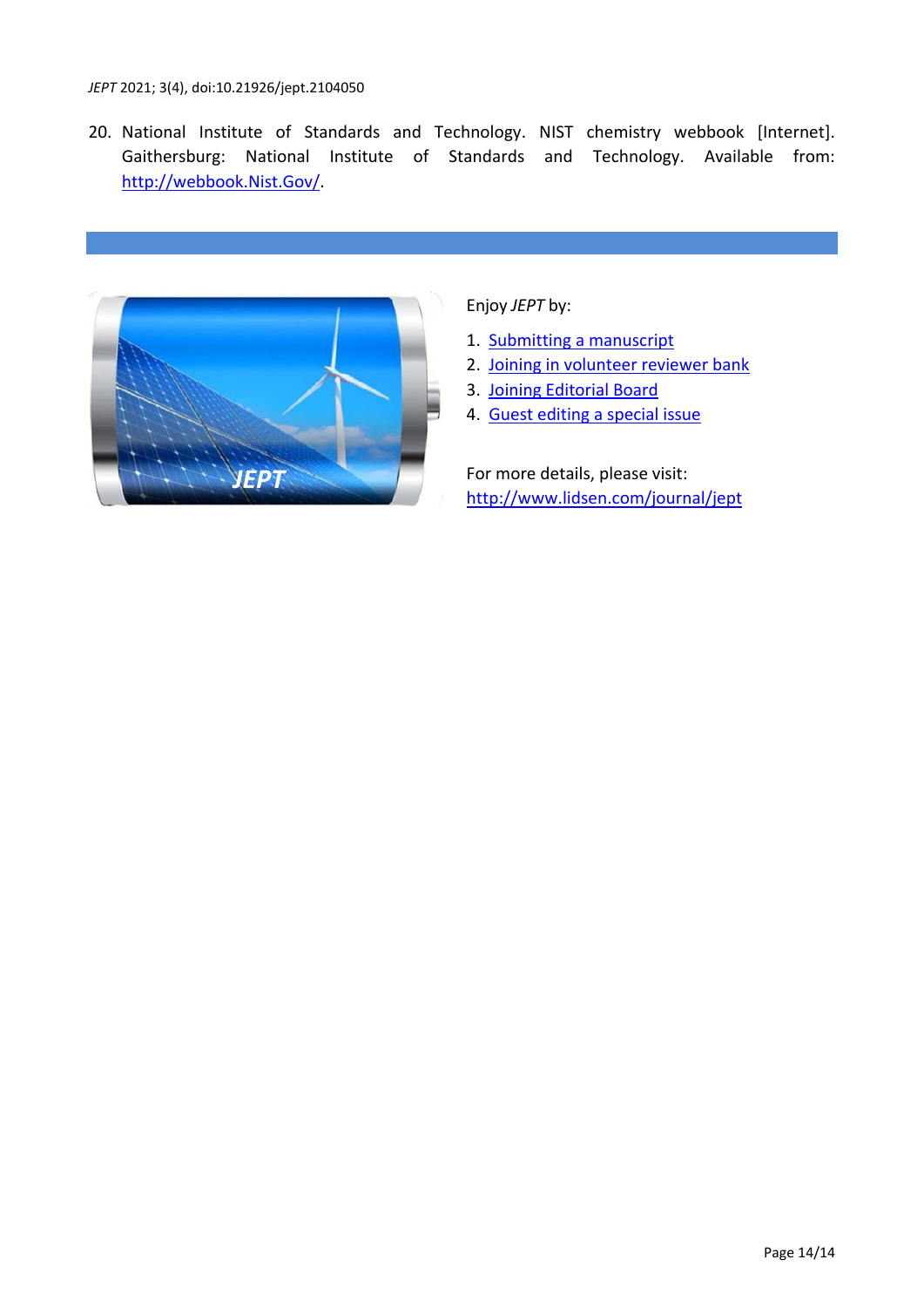20. National Institute of Standards and Technology. NIST chemistry webbook [Internet]. Gaithersburg: National Institute of Standards and Technology. Available from: http://webbook.Nist.Gov/.

Enjoy *JEPT* by:

1. Submitting a manuscript
2. Joining in volunteer reviewer bank
3. Joining Editorial Board
4. Guest editing a special issue

For more details, please visit:
http://www.lidsen.com/journal/jept